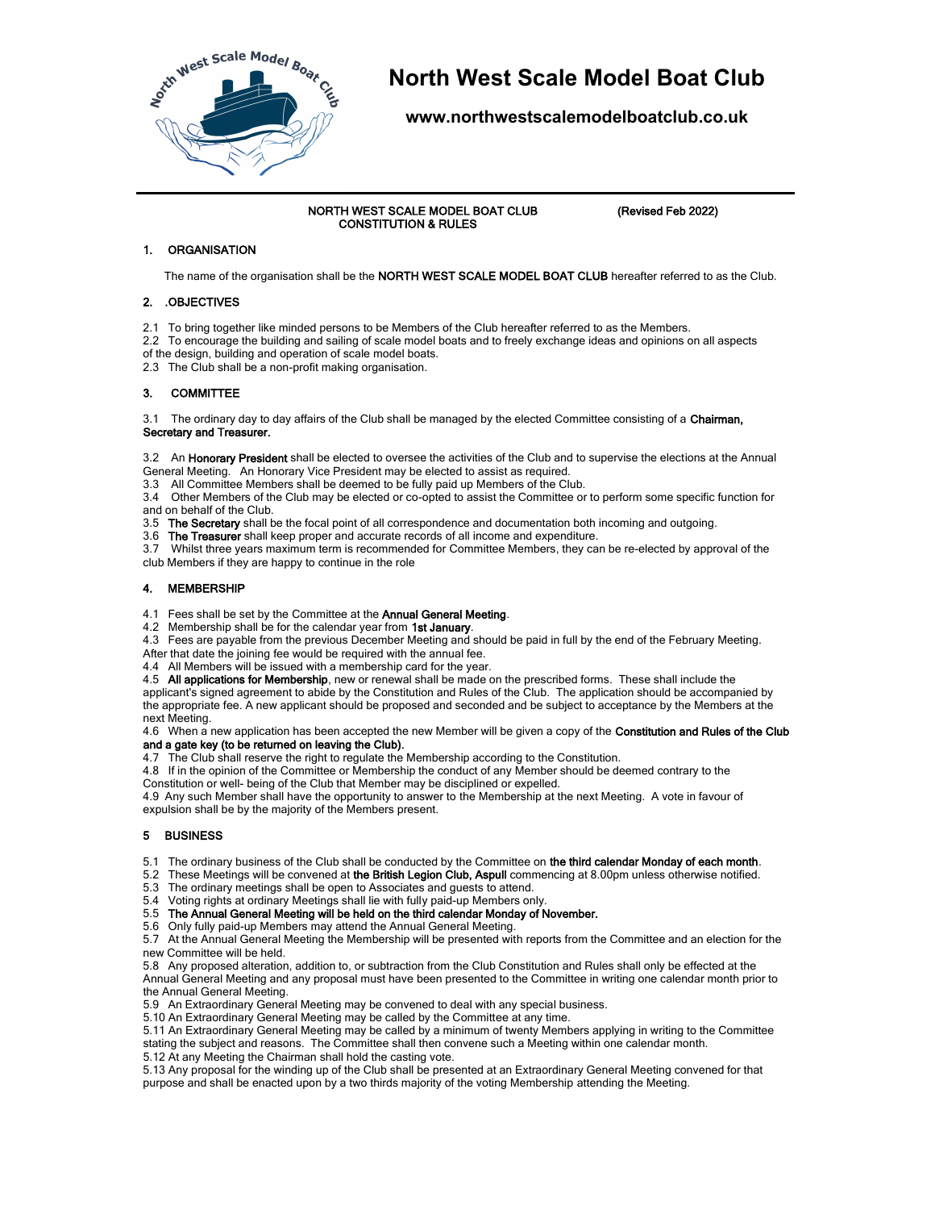# North West Scale Model Boat Club

**www.northwestscalemodelboatclub.co.uk**

NORTH WEST SCALE MODEL BOAT CLUB
CONSTITUTION & RULES

(Revised Feb 2022)

## 1. ORGANISATION

The name of the organisation shall be the **NORTH WEST SCALE MODEL BOAT CLUB** hereafter referred to as the Club.

## 2. .OBJECTIVES

2.1 To bring together like minded persons to be Members of the Club hereafter referred to as the Members.
2.2 To encourage the building and sailing of scale model boats and to freely exchange ideas and opinions on all aspects of the design, building and operation of scale model boats.
2.3 The Club shall be a non-profit making organisation.

## 3. COMMITTEE

3.1 The ordinary day to day affairs of the Club shall be managed by the elected Committee consisting of a **Chairman, Secretary and Treasurer.**

3.2 An **Honorary President** shall be elected to oversee the activities of the Club and to supervise the elections at the Annual General Meeting. An Honorary Vice President may be elected to assist as required.
3.3 All Committee Members shall be deemed to be fully paid up Members of the Club.
3.4 Other Members of the Club may be elected or co-opted to assist the Committee or to perform some specific function for and on behalf of the Club.
3.5 **The Secretary** shall be the focal point of all correspondence and documentation both incoming and outgoing.
3.6 **The Treasurer** shall keep proper and accurate records of all income and expenditure.
3.7 Whilst three years maximum term is recommended for Committee Members, they can be re-elected by approval of the club Members if they are happy to continue in the role

## 4. MEMBERSHIP

4.1 Fees shall be set by the Committee at the **Annual General Meeting**.
4.2 Membership shall be for the calendar year from **1st January**.
4.3 Fees are payable from the previous December Meeting and should be paid in full by the end of the February Meeting. After that date the joining fee would be required with the annual fee.
4.4 All Members will be issued with a membership card for the year.
4.5 **All applications for Membership**, new or renewal shall be made on the prescribed forms. These shall include the applicant's signed agreement to abide by the Constitution and Rules of the Club. The application should be accompanied by the appropriate fee. A new applicant should be proposed and seconded and be subject to acceptance by the Members at the next Meeting.
4.6 When a new application has been accepted the new Member will be given a copy of the **Constitution and Rules of the Club and a gate key (to be returned on leaving the Club).**
4.7 The Club shall reserve the right to regulate the Membership according to the Constitution.
4.8 If in the opinion of the Committee or Membership the conduct of any Member should be deemed contrary to the Constitution or well- being of the Club that Member may be disciplined or expelled.
4.9 Any such Member shall have the opportunity to answer to the Membership at the next Meeting. A vote in favour of expulsion shall be by the majority of the Members present.

## 5 BUSINESS

5.1 The ordinary business of the Club shall be conducted by the Committee on **the third calendar Monday of each month**.
5.2 These Meetings will be convened at **the British Legion Club, Aspull** commencing at 8.00pm unless otherwise notified.
5.3 The ordinary meetings shall be open to Associates and guests to attend.
5.4 Voting rights at ordinary Meetings shall lie with fully paid-up Members only.
5.5 **The Annual General Meeting will be held on the third calendar Monday of November.**
5.6 Only fully paid-up Members may attend the Annual General Meeting.
5.7 At the Annual General Meeting the Membership will be presented with reports from the Committee and an election for the new Committee will be held.
5.8 Any proposed alteration, addition to, or subtraction from the Club Constitution and Rules shall only be effected at the Annual General Meeting and any proposal must have been presented to the Committee in writing one calendar month prior to the Annual General Meeting.
5.9 An Extraordinary General Meeting may be convened to deal with any special business.
5.10 An Extraordinary General Meeting may be called by the Committee at any time.
5.11 An Extraordinary General Meeting may be called by a minimum of twenty Members applying in writing to the Committee stating the subject and reasons. The Committee shall then convene such a Meeting within one calendar month.
5.12 At any Meeting the Chairman shall hold the casting vote.
5.13 Any proposal for the winding up of the Club shall be presented at an Extraordinary General Meeting convened for that purpose and shall be enacted upon by a two thirds majority of the voting Membership attending the Meeting.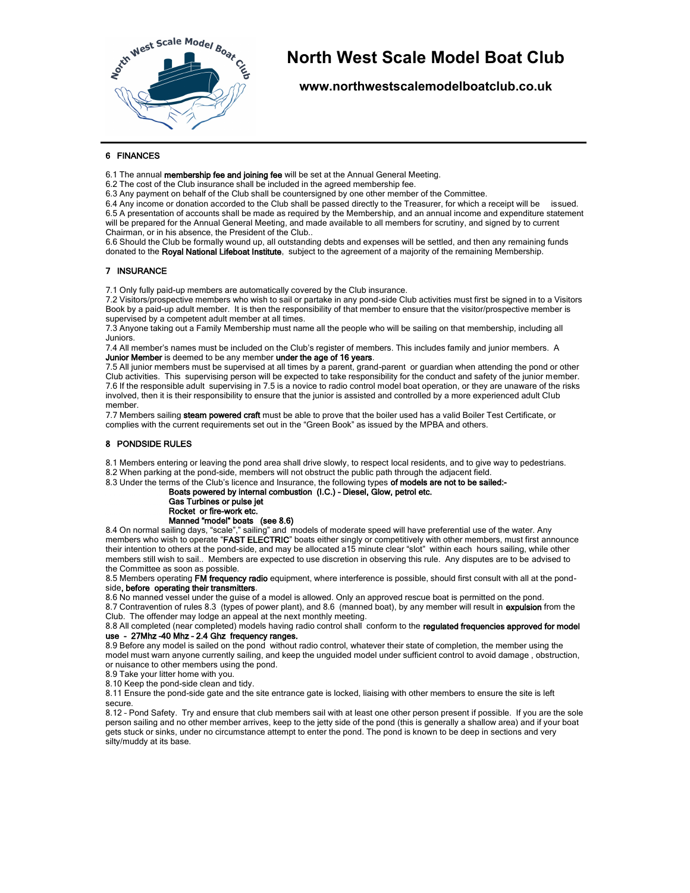# North West Scale Model Boat Club

**www.northwestscalemodelboatclub.co.uk**

## 6 FINANCES

6.1 The annual **membership fee and joining fee** will be set at the Annual General Meeting.

6.2 The cost of the Club insurance shall be included in the agreed membership fee.

6.3 Any payment on behalf of the Club shall be countersigned by one other member of the Committee.

6.4 Any income or donation accorded to the Club shall be passed directly to the Treasurer, for which a receipt will be issued.

6.5 A presentation of accounts shall be made as required by the Membership, and an annual income and expenditure statement will be prepared for the Annual General Meeting, and made available to all members for scrutiny, and signed by to current Chairman, or in his absence, the President of the Club..

6.6 Should the Club be formally wound up, all outstanding debts and expenses will be settled, and then any remaining funds donated to the **Royal National Lifeboat Institute**, subject to the agreement of a majority of the remaining Membership.

## 7 INSURANCE

7.1 Only fully paid-up members are automatically covered by the Club insurance.

7.2 Visitors/prospective members who wish to sail or partake in any pond-side Club activities must first be signed in to a Visitors Book by a paid-up adult member. It is then the responsibility of that member to ensure that the visitor/prospective member is supervised by a competent adult member at all times.

7.3 Anyone taking out a Family Membership must name all the people who will be sailing on that membership, including all Juniors.

7.4 All member's names must be included on the Club's register of members. This includes family and junior members. A **Junior Member** is deemed to be any member **under the age of 16 years**.

7.5 All junior members must be supervised at all times by a parent, grand-parent or guardian when attending the pond or other Club activities. This supervising person will be expected to take responsibility for the conduct and safety of the junior member.

7.6 If the responsible adult supervising in 7.5 is a novice to radio control model boat operation, or they are unaware of the risks involved, then it is their responsibility to ensure that the junior is assisted and controlled by a more experienced adult Club member.

7.7 Members sailing **steam powered craft** must be able to prove that the boiler used has a valid Boiler Test Certificate, or complies with the current requirements set out in the "Green Book" as issued by the MPBA and others.

## 8 PONDSIDE RULES

8.1 Members entering or leaving the pond area shall drive slowly, to respect local residents, and to give way to pedestrians.

8.2 When parking at the pond-side, members will not obstruct the public path through the adjacent field.

8.3 Under the terms of the Club's licence and Insurance, the following types **of models are not to be sailed:-**

**Boats powered by internal combustion (I.C.) – Diesel, Glow, petrol etc.**
**Gas Turbines or pulse jet**
**Rocket or fire-work etc.**
**Manned "model" boats (see 8.6)**

8.4 On normal sailing days, "scale"," sailing" and models of moderate speed will have preferential use of the water. Any members who wish to operate "**FAST ELECTRIC**" boats either singly or competitively with other members, must first announce their intention to others at the pond-side, and may be allocated a15 minute clear "slot" within each hours sailing, while other members still wish to sail.. Members are expected to use discretion in observing this rule. Any disputes are to be advised to the Committee as soon as possible.

8.5 Members operating **FM frequency radio** equipment, where interference is possible, should first consult with all at the pond-side**, before operating their transmitters**.

8.6 No manned vessel under the guise of a model is allowed. Only an approved rescue boat is permitted on the pond.

8.7 Contravention of rules 8.3 (types of power plant), and 8.6 (manned boat), by any member will result in **expulsion** from the Club. The offender may lodge an appeal at the next monthly meeting.

8.8 All completed (near completed) models having radio control shall conform to the **regulated frequencies approved for model use - 27Mhz -40 Mhz – 2.4 Ghz frequency ranges.**

8.9 Before any model is sailed on the pond without radio control, whatever their state of completion, the member using the model must warn anyone currently sailing, and keep the unguided model under sufficient control to avoid damage , obstruction, or nuisance to other members using the pond.

8.9 Take your litter home with you.

8.10 Keep the pond-side clean and tidy.

8.11 Ensure the pond-side gate and the site entrance gate is locked, liaising with other members to ensure the site is left secure.

8.12 – Pond Safety. Try and ensure that club members sail with at least one other person present if possible. If you are the sole person sailing and no other member arrives, keep to the jetty side of the pond (this is generally a shallow area) and if your boat gets stuck or sinks, under no circumstance attempt to enter the pond. The pond is known to be deep in sections and very silty/muddy at its base.